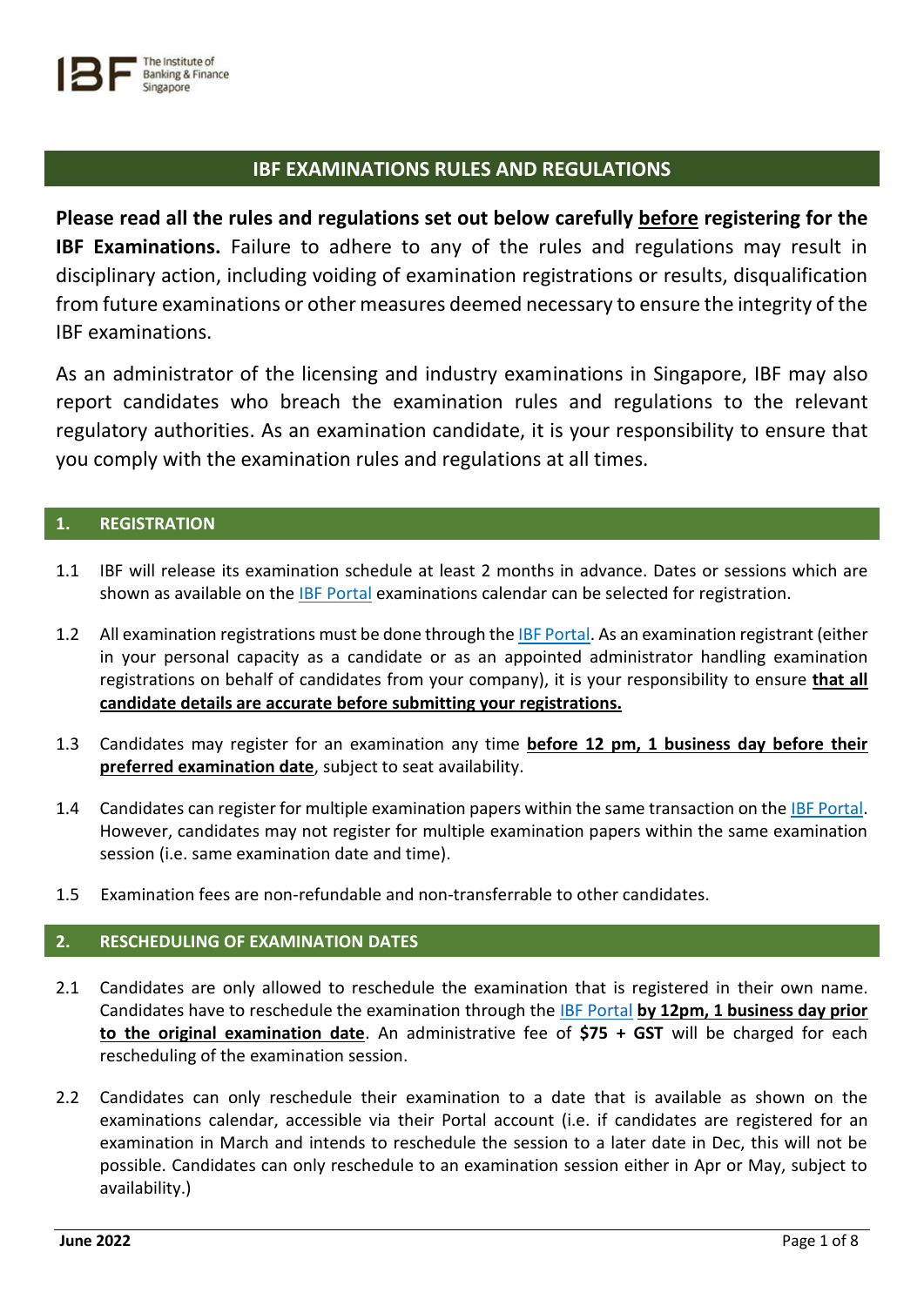# IBF EXAMINATIONS RULES AND REGULATIONS

**Please read all the rules and regulations set out below carefully <u>before</u> registering for the IBF Examinations.** Failure to adhere to any of the rules and regulations may result in disciplinary action, including voiding of examination registrations or results, disqualification from future examinations or other measures deemed necessary to ensure the integrity of the IBF examinations.

As an administrator of the licensing and industry examinations in Singapore, IBF may also report candidates who breach the examination rules and regulations to the relevant regulatory authorities. As an examination candidate, it is your responsibility to ensure that you comply with the examination rules and regulations at all times.

## 1. REGISTRATION

1.1 IBF will release its examination schedule at least 2 months in advance. Dates or sessions which are shown as available on the IBF Portal examinations calendar can be selected for registration.

1.2 All examination registrations must be done through the IBF Portal. As an examination registrant (either in your personal capacity as a candidate or as an appointed administrator handling examination registrations on behalf of candidates from your company), it is your responsibility to ensure **<u>that all candidate details are accurate before submitting your registrations.</u>**

1.3 Candidates may register for an examination any time **<u>before 12 pm, 1 business day before their preferred examination date</u>**, subject to seat availability.

1.4 Candidates can register for multiple examination papers within the same transaction on the IBF Portal. However, candidates may not register for multiple examination papers within the same examination session (i.e. same examination date and time).

1.5 Examination fees are non-refundable and non-transferrable to other candidates.

## 2. RESCHEDULING OF EXAMINATION DATES

2.1 Candidates are only allowed to reschedule the examination that is registered in their own name. Candidates have to reschedule the examination through the IBF Portal **<u>by 12pm, 1 business day prior to the original examination date</u>**. An administrative fee of **$75 + GST** will be charged for each rescheduling of the examination session.

2.2 Candidates can only reschedule their examination to a date that is available as shown on the examinations calendar, accessible via their Portal account (i.e. if candidates are registered for an examination in March and intends to reschedule the session to a later date in Dec, this will not be possible. Candidates can only reschedule to an examination session either in Apr or May, subject to availability.)

June 2022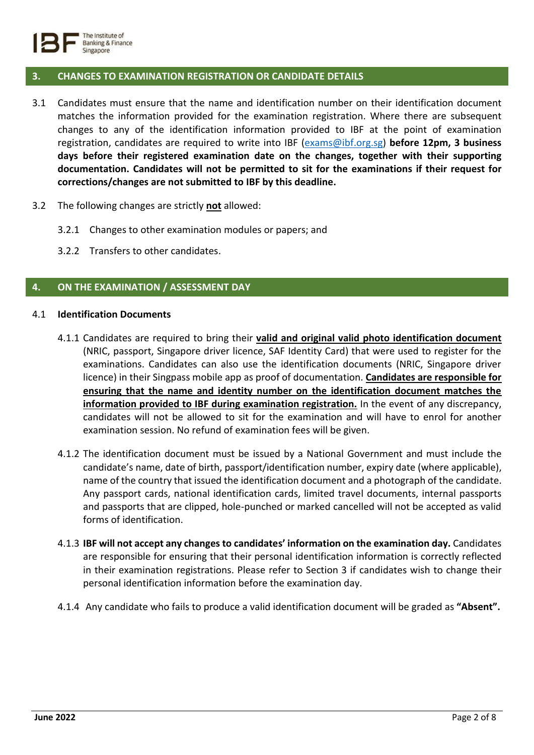## 3. CHANGES TO EXAMINATION REGISTRATION OR CANDIDATE DETAILS

3.1 Candidates must ensure that the name and identification number on their identification document matches the information provided for the examination registration. Where there are subsequent changes to any of the identification information provided to IBF at the point of examination registration, candidates are required to write into IBF (exams@ibf.org.sg) **before 12pm, 3 business days before their registered examination date on the changes, together with their supporting documentation. Candidates will not be permitted to sit for the examinations if their request for corrections/changes are not submitted to IBF by this deadline.**

3.2 The following changes are strictly **not** allowed:

3.2.1 Changes to other examination modules or papers; and

3.2.2 Transfers to other candidates.

## 4. ON THE EXAMINATION / ASSESSMENT DAY

4.1 **Identification Documents**

4.1.1 Candidates are required to bring their **valid and original valid photo identification document** (NRIC, passport, Singapore driver licence, SAF Identity Card) that were used to register for the examinations. Candidates can also use the identification documents (NRIC, Singapore driver licence) in their Singpass mobile app as proof of documentation. **Candidates are responsible for ensuring that the name and identity number on the identification document matches the information provided to IBF during examination registration.** In the event of any discrepancy, candidates will not be allowed to sit for the examination and will have to enrol for another examination session. No refund of examination fees will be given.

4.1.2 The identification document must be issued by a National Government and must include the candidate's name, date of birth, passport/identification number, expiry date (where applicable), name of the country that issued the identification document and a photograph of the candidate. Any passport cards, national identification cards, limited travel documents, internal passports and passports that are clipped, hole-punched or marked cancelled will not be accepted as valid forms of identification.

4.1.3 **IBF will not accept any changes to candidates' information on the examination day.** Candidates are responsible for ensuring that their personal identification information is correctly reflected in their examination registrations. Please refer to Section 3 if candidates wish to change their personal identification information before the examination day.

4.1.4 Any candidate who fails to produce a valid identification document will be graded as **"Absent".**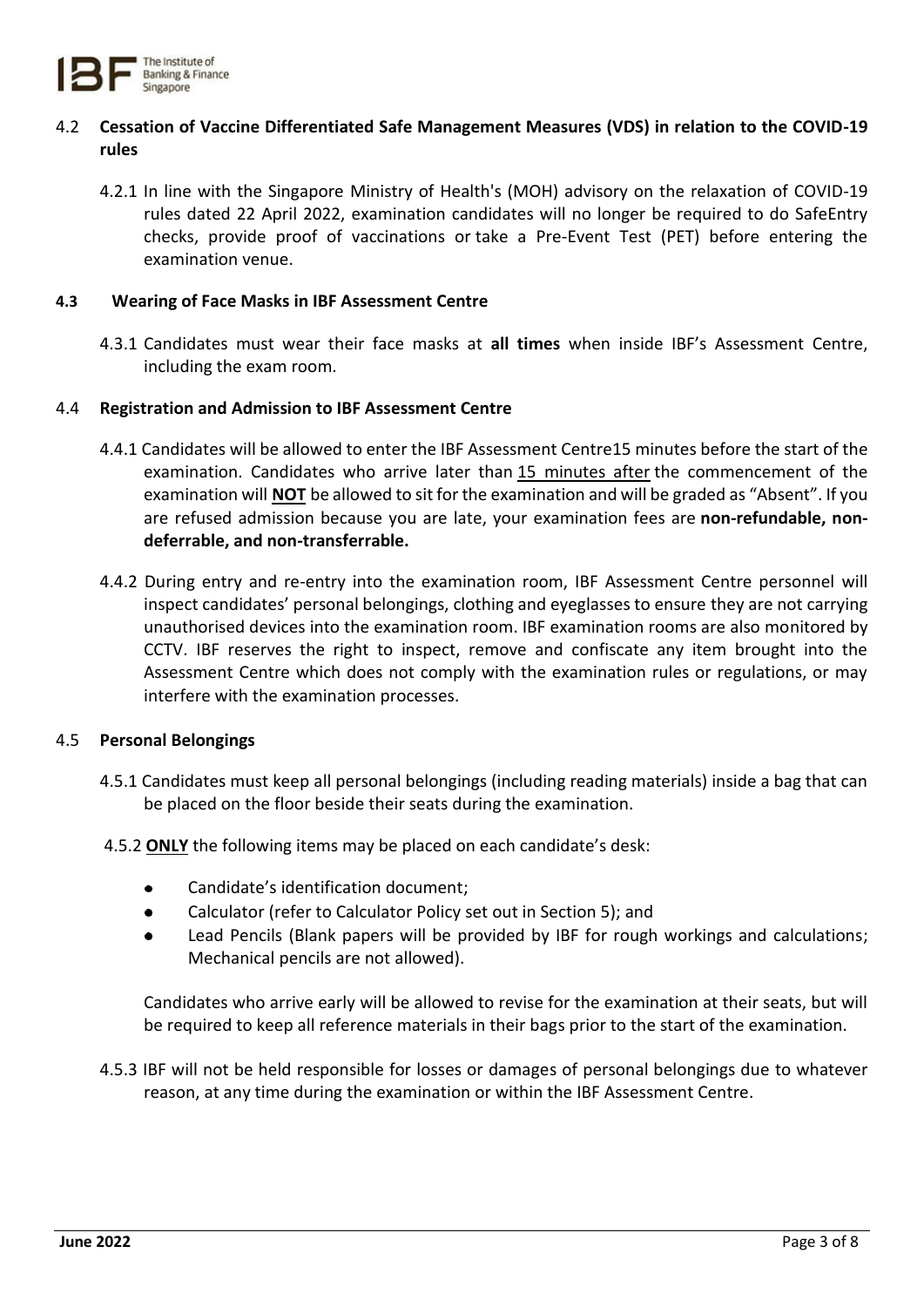## 4.2 Cessation of Vaccine Differentiated Safe Management Measures (VDS) in relation to the COVID-19 rules

4.2.1 In line with the Singapore Ministry of Health's (MOH) advisory on the relaxation of COVID-19 rules dated 22 April 2022, examination candidates will no longer be required to do SafeEntry checks, provide proof of vaccinations or take a Pre-Event Test (PET) before entering the examination venue.

## 4.3 Wearing of Face Masks in IBF Assessment Centre

4.3.1 Candidates must wear their face masks at **all times** when inside IBF's Assessment Centre, including the exam room.

## 4.4 Registration and Admission to IBF Assessment Centre

4.4.1 Candidates will be allowed to enter the IBF Assessment Centre15 minutes before the start of the examination. Candidates who arrive later than 15 minutes after the commencement of the examination will **NOT** be allowed to sit for the examination and will be graded as "Absent". If you are refused admission because you are late, your examination fees are **non-refundable, non-deferrable, and non-transferrable.**

4.4.2 During entry and re-entry into the examination room, IBF Assessment Centre personnel will inspect candidates' personal belongings, clothing and eyeglasses to ensure they are not carrying unauthorised devices into the examination room. IBF examination rooms are also monitored by CCTV. IBF reserves the right to inspect, remove and confiscate any item brought into the Assessment Centre which does not comply with the examination rules or regulations, or may interfere with the examination processes.

## 4.5 Personal Belongings

4.5.1 Candidates must keep all personal belongings (including reading materials) inside a bag that can be placed on the floor beside their seats during the examination.

4.5.2 **ONLY** the following items may be placed on each candidate's desk:

- Candidate's identification document;
- Calculator (refer to Calculator Policy set out in Section 5); and
- Lead Pencils (Blank papers will be provided by IBF for rough workings and calculations; Mechanical pencils are not allowed).

Candidates who arrive early will be allowed to revise for the examination at their seats, but will be required to keep all reference materials in their bags prior to the start of the examination.

4.5.3 IBF will not be held responsible for losses or damages of personal belongings due to whatever reason, at any time during the examination or within the IBF Assessment Centre.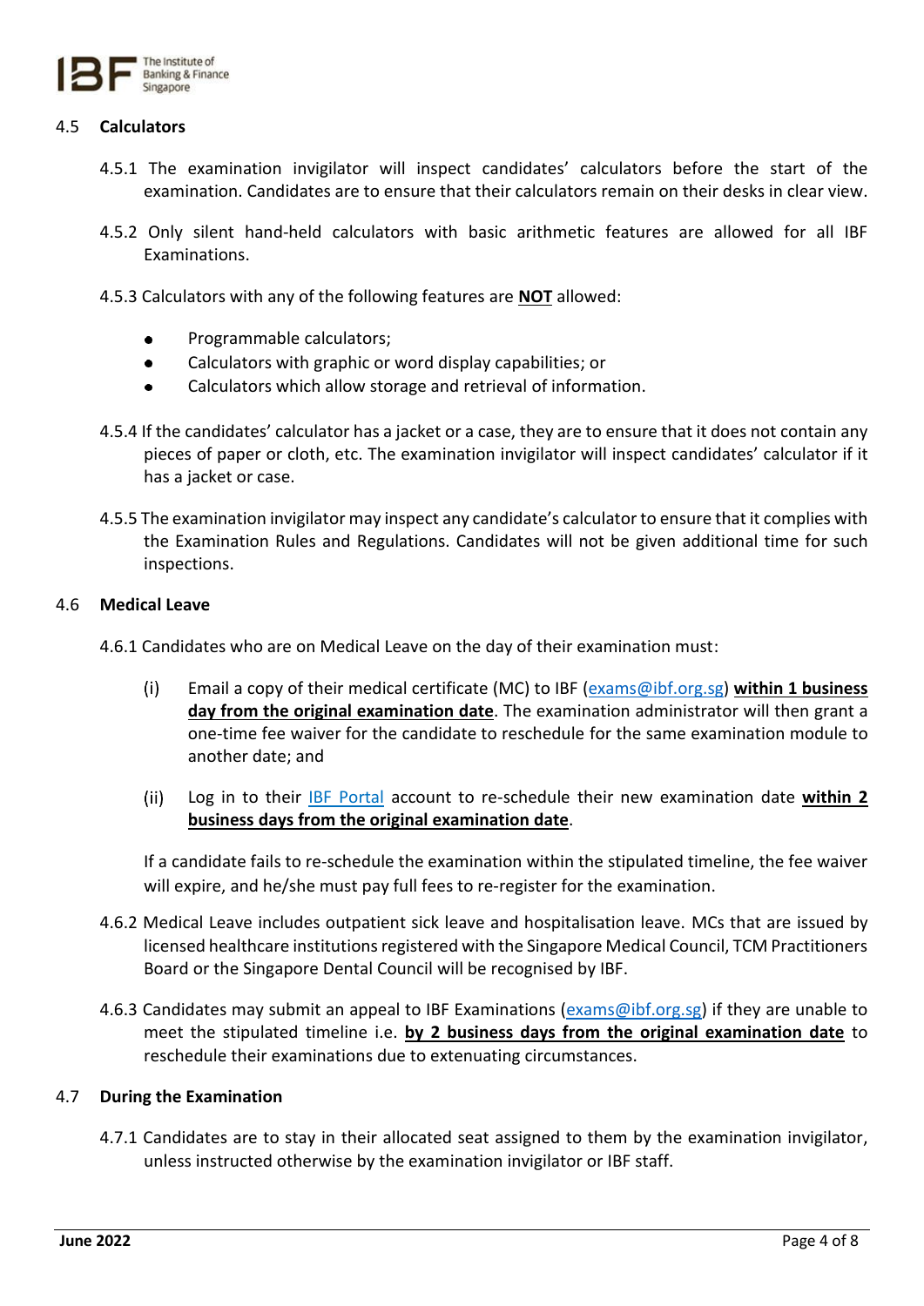### 4.5 Calculators

4.5.1 The examination invigilator will inspect candidates' calculators before the start of the examination. Candidates are to ensure that their calculators remain on their desks in clear view.

4.5.2 Only silent hand-held calculators with basic arithmetic features are allowed for all IBF Examinations.

4.5.3 Calculators with any of the following features are **NOT** allowed:

- Programmable calculators;
- Calculators with graphic or word display capabilities; or
- Calculators which allow storage and retrieval of information.

4.5.4 If the candidates' calculator has a jacket or a case, they are to ensure that it does not contain any pieces of paper or cloth, etc. The examination invigilator will inspect candidates' calculator if it has a jacket or case.

4.5.5 The examination invigilator may inspect any candidate's calculator to ensure that it complies with the Examination Rules and Regulations. Candidates will not be given additional time for such inspections.

### 4.6 Medical Leave

4.6.1 Candidates who are on Medical Leave on the day of their examination must:

(i) Email a copy of their medical certificate (MC) to IBF (exams@ibf.org.sg) **within 1 business day from the original examination date**. The examination administrator will then grant a one-time fee waiver for the candidate to reschedule for the same examination module to another date; and

(ii) Log in to their IBF Portal account to re-schedule their new examination date **within 2 business days from the original examination date**.

If a candidate fails to re-schedule the examination within the stipulated timeline, the fee waiver will expire, and he/she must pay full fees to re-register for the examination.

4.6.2 Medical Leave includes outpatient sick leave and hospitalisation leave. MCs that are issued by licensed healthcare institutions registered with the Singapore Medical Council, TCM Practitioners Board or the Singapore Dental Council will be recognised by IBF.

4.6.3 Candidates may submit an appeal to IBF Examinations (exams@ibf.org.sg) if they are unable to meet the stipulated timeline i.e. **by 2 business days from the original examination date** to reschedule their examinations due to extenuating circumstances.

### 4.7 During the Examination

4.7.1 Candidates are to stay in their allocated seat assigned to them by the examination invigilator, unless instructed otherwise by the examination invigilator or IBF staff.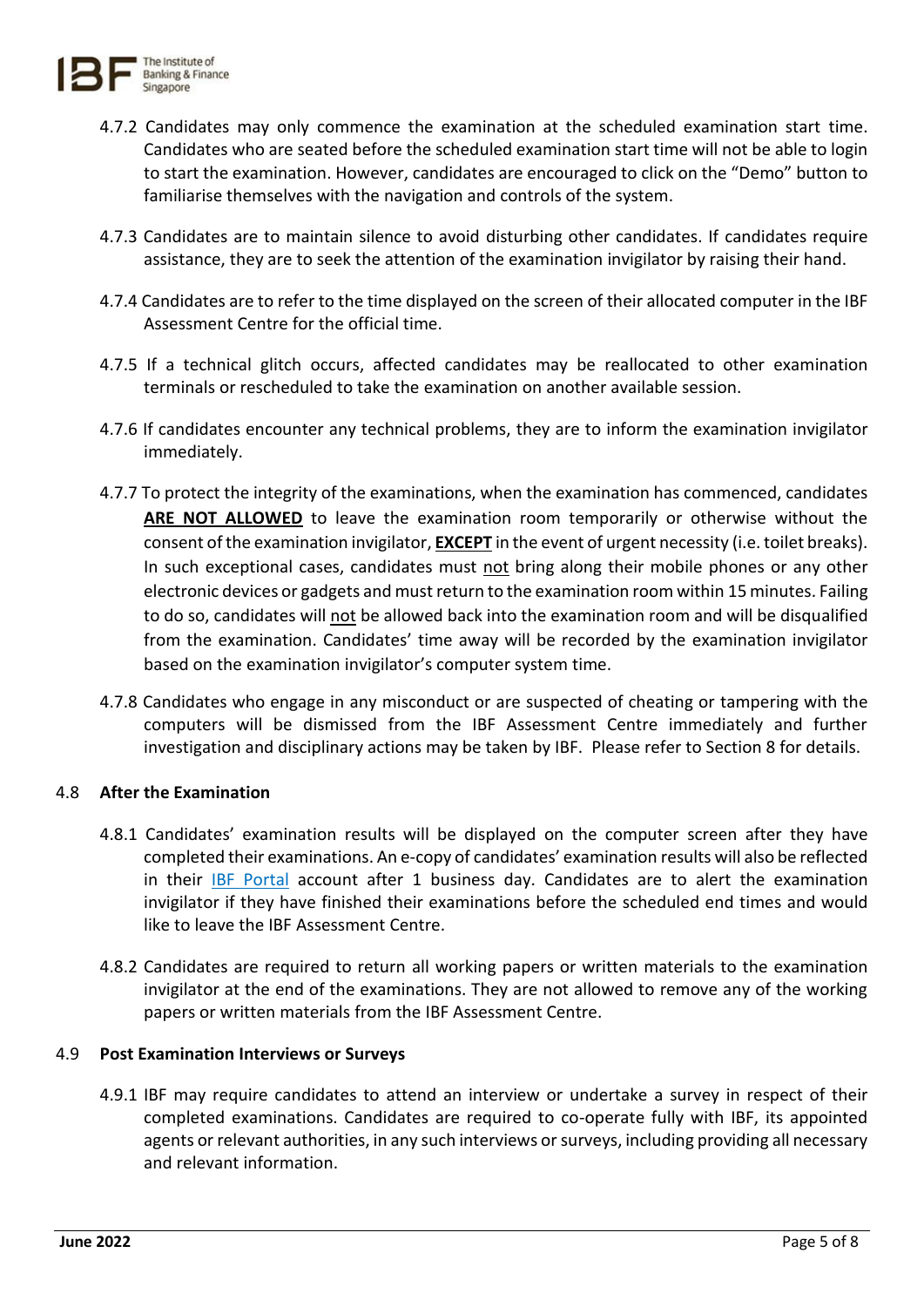4.7.2 Candidates may only commence the examination at the scheduled examination start time. Candidates who are seated before the scheduled examination start time will not be able to login to start the examination. However, candidates are encouraged to click on the "Demo" button to familiarise themselves with the navigation and controls of the system.

4.7.3 Candidates are to maintain silence to avoid disturbing other candidates. If candidates require assistance, they are to seek the attention of the examination invigilator by raising their hand.

4.7.4 Candidates are to refer to the time displayed on the screen of their allocated computer in the IBF Assessment Centre for the official time.

4.7.5 If a technical glitch occurs, affected candidates may be reallocated to other examination terminals or rescheduled to take the examination on another available session.

4.7.6 If candidates encounter any technical problems, they are to inform the examination invigilator immediately.

4.7.7 To protect the integrity of the examinations, when the examination has commenced, candidates **ARE NOT ALLOWED** to leave the examination room temporarily or otherwise without the consent of the examination invigilator, **EXCEPT** in the event of urgent necessity (i.e. toilet breaks). In such exceptional cases, candidates must not bring along their mobile phones or any other electronic devices or gadgets and must return to the examination room within 15 minutes. Failing to do so, candidates will not be allowed back into the examination room and will be disqualified from the examination. Candidates' time away will be recorded by the examination invigilator based on the examination invigilator's computer system time.

4.7.8 Candidates who engage in any misconduct or are suspected of cheating or tampering with the computers will be dismissed from the IBF Assessment Centre immediately and further investigation and disciplinary actions may be taken by IBF. Please refer to Section 8 for details.

### 4.8 After the Examination

4.8.1 Candidates' examination results will be displayed on the computer screen after they have completed their examinations. An e-copy of candidates' examination results will also be reflected in their IBF Portal account after 1 business day. Candidates are to alert the examination invigilator if they have finished their examinations before the scheduled end times and would like to leave the IBF Assessment Centre.

4.8.2 Candidates are required to return all working papers or written materials to the examination invigilator at the end of the examinations. They are not allowed to remove any of the working papers or written materials from the IBF Assessment Centre.

### 4.9 Post Examination Interviews or Surveys

4.9.1 IBF may require candidates to attend an interview or undertake a survey in respect of their completed examinations. Candidates are required to co-operate fully with IBF, its appointed agents or relevant authorities, in any such interviews or surveys, including providing all necessary and relevant information.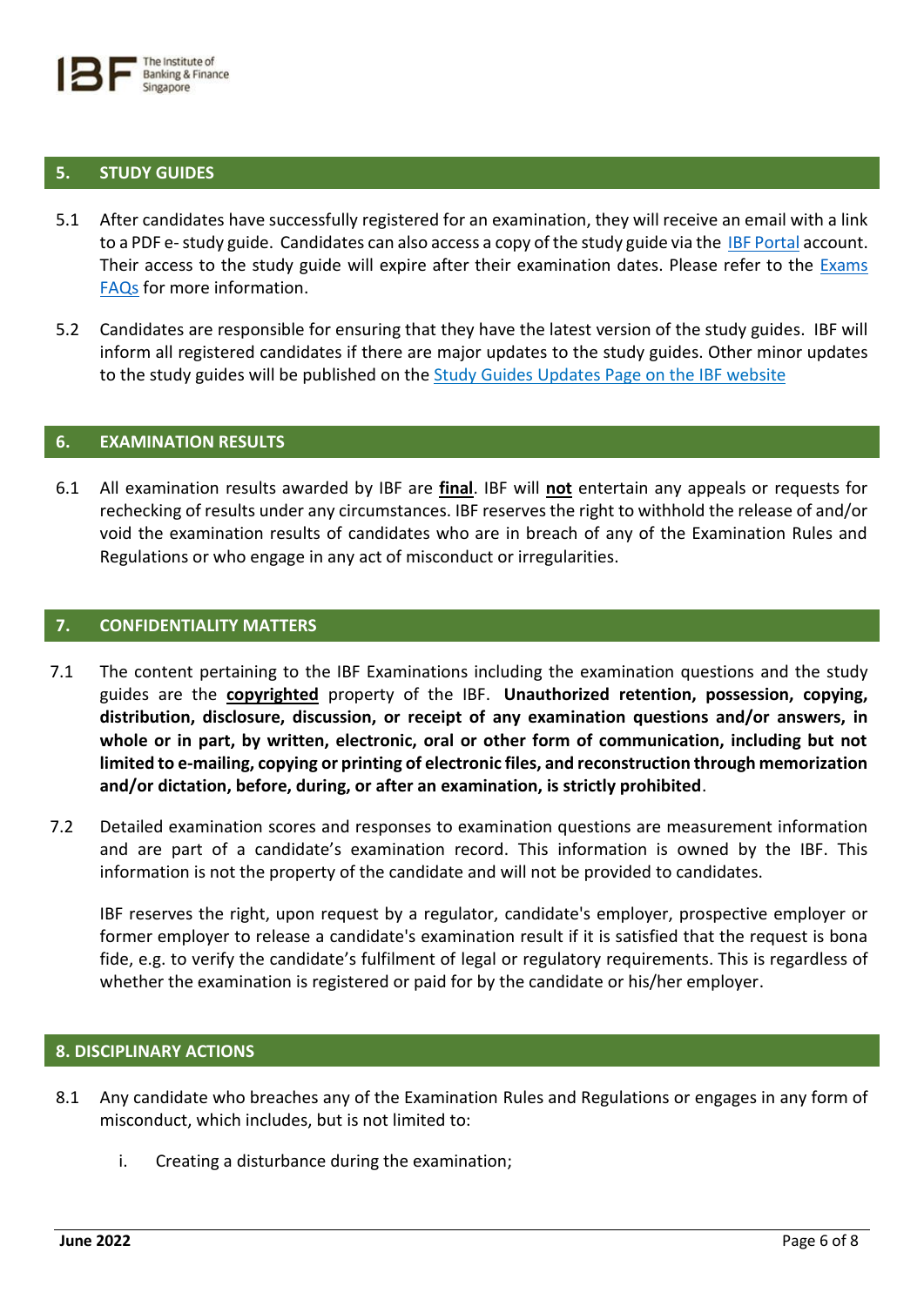## 5. STUDY GUIDES

5.1 After candidates have successfully registered for an examination, they will receive an email with a link to a PDF e- study guide. Candidates can also access a copy of the study guide via the IBF Portal account. Their access to the study guide will expire after their examination dates. Please refer to the Exams FAQs for more information.

5.2 Candidates are responsible for ensuring that they have the latest version of the study guides. IBF will inform all registered candidates if there are major updates to the study guides. Other minor updates to the study guides will be published on the Study Guides Updates Page on the IBF website

## 6. EXAMINATION RESULTS

6.1 All examination results awarded by IBF are **final**. IBF will **not** entertain any appeals or requests for rechecking of results under any circumstances. IBF reserves the right to withhold the release of and/or void the examination results of candidates who are in breach of any of the Examination Rules and Regulations or who engage in any act of misconduct or irregularities.

## 7. CONFIDENTIALITY MATTERS

7.1 The content pertaining to the IBF Examinations including the examination questions and the study guides are the **copyrighted** property of the IBF. **Unauthorized retention, possession, copying, distribution, disclosure, discussion, or receipt of any examination questions and/or answers, in whole or in part, by written, electronic, oral or other form of communication, including but not limited to e-mailing, copying or printing of electronic files, and reconstruction through memorization and/or dictation, before, during, or after an examination, is strictly prohibited**.

7.2 Detailed examination scores and responses to examination questions are measurement information and are part of a candidate's examination record. This information is owned by the IBF. This information is not the property of the candidate and will not be provided to candidates.

IBF reserves the right, upon request by a regulator, candidate's employer, prospective employer or former employer to release a candidate's examination result if it is satisfied that the request is bona fide, e.g. to verify the candidate's fulfilment of legal or regulatory requirements. This is regardless of whether the examination is registered or paid for by the candidate or his/her employer.

## 8. DISCIPLINARY ACTIONS

8.1 Any candidate who breaches any of the Examination Rules and Regulations or engages in any form of misconduct, which includes, but is not limited to:

i. Creating a disturbance during the examination;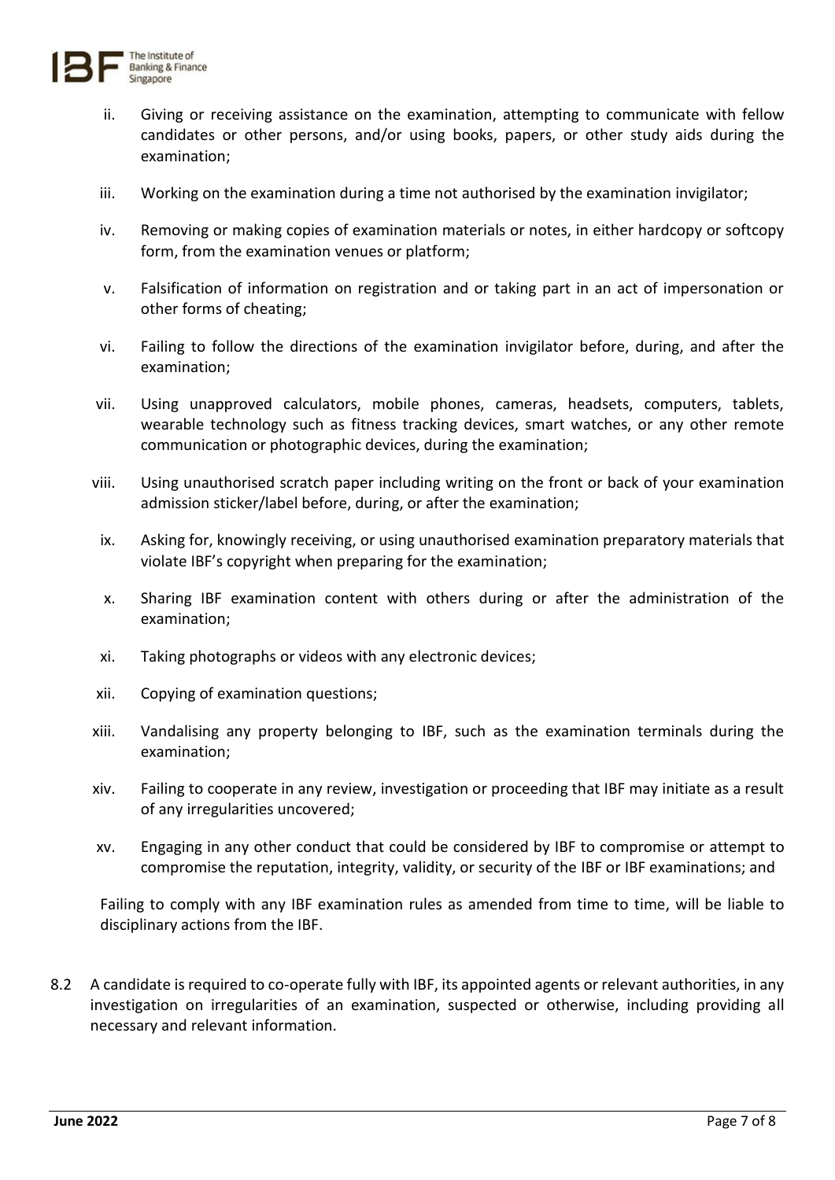ii. Giving or receiving assistance on the examination, attempting to communicate with fellow candidates or other persons, and/or using books, papers, or other study aids during the examination;

iii. Working on the examination during a time not authorised by the examination invigilator;

iv. Removing or making copies of examination materials or notes, in either hardcopy or softcopy form, from the examination venues or platform;

v. Falsification of information on registration and or taking part in an act of impersonation or other forms of cheating;

vi. Failing to follow the directions of the examination invigilator before, during, and after the examination;

vii. Using unapproved calculators, mobile phones, cameras, headsets, computers, tablets, wearable technology such as fitness tracking devices, smart watches, or any other remote communication or photographic devices, during the examination;

viii. Using unauthorised scratch paper including writing on the front or back of your examination admission sticker/label before, during, or after the examination;

ix. Asking for, knowingly receiving, or using unauthorised examination preparatory materials that violate IBF's copyright when preparing for the examination;

x. Sharing IBF examination content with others during or after the administration of the examination;

xi. Taking photographs or videos with any electronic devices;

xii. Copying of examination questions;

xiii. Vandalising any property belonging to IBF, such as the examination terminals during the examination;

xiv. Failing to cooperate in any review, investigation or proceeding that IBF may initiate as a result of any irregularities uncovered;

xv. Engaging in any other conduct that could be considered by IBF to compromise or attempt to compromise the reputation, integrity, validity, or security of the IBF or IBF examinations; and

Failing to comply with any IBF examination rules as amended from time to time, will be liable to disciplinary actions from the IBF.

8.2 A candidate is required to co-operate fully with IBF, its appointed agents or relevant authorities, in any investigation on irregularities of an examination, suspected or otherwise, including providing all necessary and relevant information.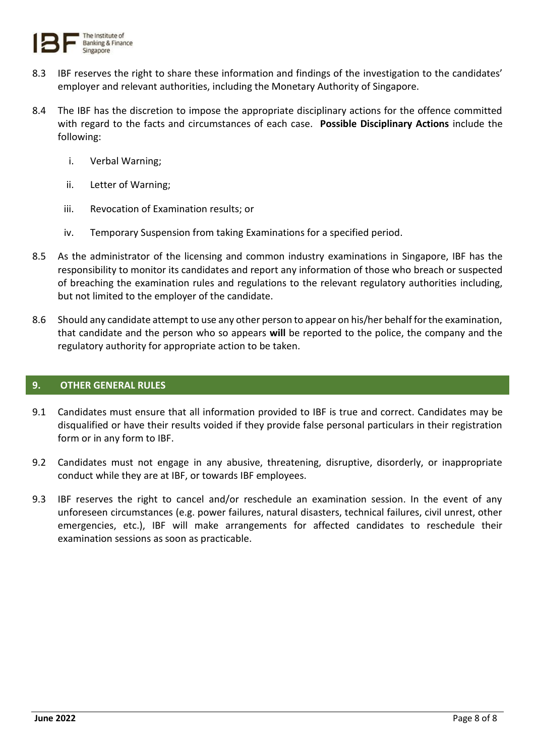8.3 IBF reserves the right to share these information and findings of the investigation to the candidates' employer and relevant authorities, including the Monetary Authority of Singapore.

8.4 The IBF has the discretion to impose the appropriate disciplinary actions for the offence committed with regard to the facts and circumstances of each case. **Possible Disciplinary Actions** include the following:

   i. Verbal Warning;

   ii. Letter of Warning;

   iii. Revocation of Examination results; or

   iv. Temporary Suspension from taking Examinations for a specified period.

8.5 As the administrator of the licensing and common industry examinations in Singapore, IBF has the responsibility to monitor its candidates and report any information of those who breach or suspected of breaching the examination rules and regulations to the relevant regulatory authorities including, but not limited to the employer of the candidate.

8.6 Should any candidate attempt to use any other person to appear on his/her behalf for the examination, that candidate and the person who so appears **will** be reported to the police, the company and the regulatory authority for appropriate action to be taken.

## 9. OTHER GENERAL RULES

9.1 Candidates must ensure that all information provided to IBF is true and correct. Candidates may be disqualified or have their results voided if they provide false personal particulars in their registration form or in any form to IBF.

9.2 Candidates must not engage in any abusive, threatening, disruptive, disorderly, or inappropriate conduct while they are at IBF, or towards IBF employees.

9.3 IBF reserves the right to cancel and/or reschedule an examination session. In the event of any unforeseen circumstances (e.g. power failures, natural disasters, technical failures, civil unrest, other emergencies, etc.), IBF will make arrangements for affected candidates to reschedule their examination sessions as soon as practicable.